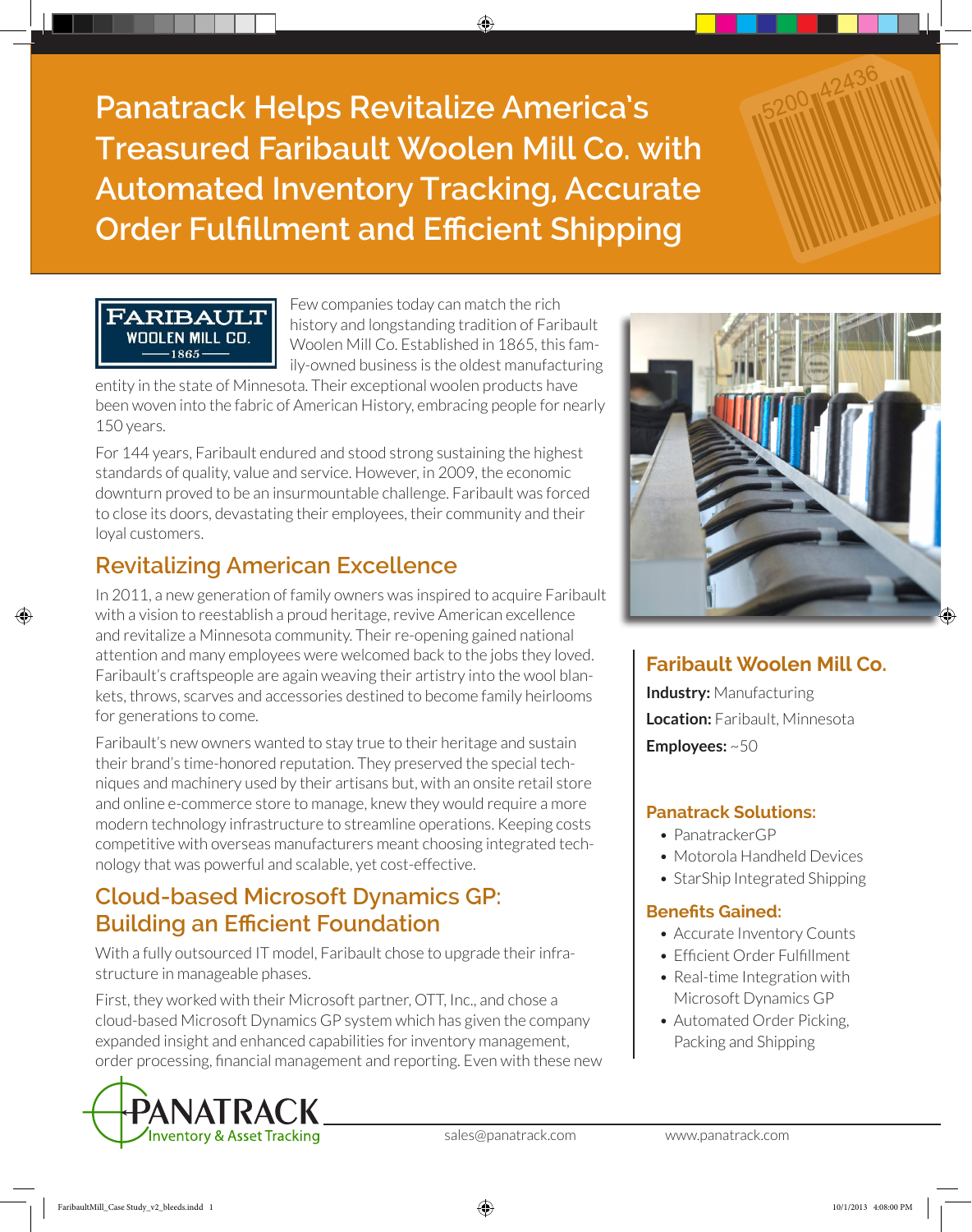# Panatrack Helps Revitalize America's Treasured Faribault Woolen Mill Co. with Automated Inventory Tracking, Accurate Order Fulfillment and Efficient Shipping

Few companies today can match the rich history and longstanding tradition of Faribault Woolen Mill Co. Established in 1865, this family-owned business is the oldest manufacturing entity in the state of Minnesota. Their exceptional woolen products have been woven into the fabric of American History, embracing people for nearly 150 years.

For 144 years, Faribault endured and stood strong sustaining the highest standards of quality, value and service. However, in 2009, the economic downturn proved to be an insurmountable challenge. Faribault was forced to close its doors, devastating their employees, their community and their loyal customers.

## Revitalizing American Excellence

In 2011, a new generation of family owners was inspired to acquire Faribault with a vision to reestablish a proud heritage, revive American excellence and revitalize a Minnesota community. Their re-opening gained national attention and many employees were welcomed back to the jobs they loved. Faribault's craftspeople are again weaving their artistry into the wool blankets, throws, scarves and accessories destined to become family heirlooms for generations to come.

Faribault's new owners wanted to stay true to their heritage and sustain their brand's time-honored reputation. They preserved the special techniques and machinery used by their artisans but, with an onsite retail store and online e-commerce store to manage, knew they would require a more modern technology infrastructure to streamline operations. Keeping costs competitive with overseas manufacturers meant choosing integrated technology that was powerful and scalable, yet cost-effective.

## Cloud-based Microsoft Dynamics GP: Building an Efficient Foundation

With a fully outsourced IT model, Faribault chose to upgrade their infrastructure in manageable phases.

First, they worked with their Microsoft partner, OTT, Inc., and chose a cloud-based Microsoft Dynamics GP system which has given the company expanded insight and enhanced capabilities for inventory management, order processing, financial management and reporting. Even with these new

### Faribault Woolen Mill Co.

**Industry:** Manufacturing

**Location:** Faribault, Minnesota

**Employees:** ~50

### Panatrack Solutions:

- PanatrackerGP
- Motorola Handheld Devices
- StarShip Integrated Shipping

### Benefits Gained:

- Accurate Inventory Counts
- Efficient Order Fulfillment
- Real-time Integration with Microsoft Dynamics GP
- Automated Order Picking, Packing and Shipping

sales@panatrack.com www.panatrack.com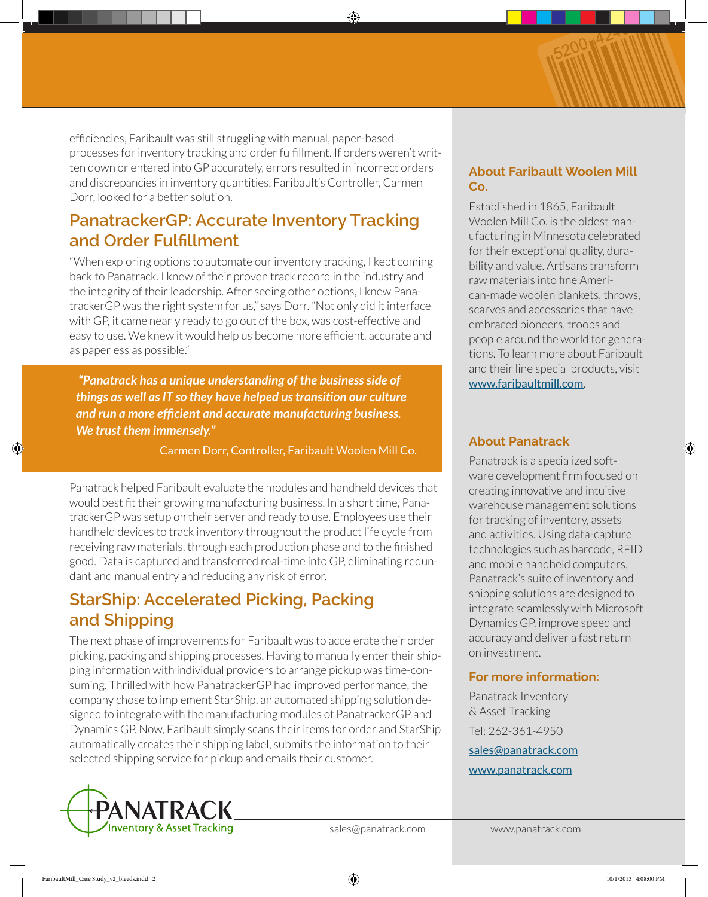efficiencies, Faribault was still struggling with manual, paper-based processes for inventory tracking and order fulfillment. If orders weren't written down or entered into GP accurately, errors resulted in incorrect orders and discrepancies in inventory quantities. Faribault's Controller, Carmen Dorr, looked for a better solution.

## PanatrackerGP: Accurate Inventory Tracking and Order Fulfillment

"When exploring options to automate our inventory tracking, I kept coming back to Panatrack. I knew of their proven track record in the industry and the integrity of their leadership. After seeing other options, I knew PanatrackerGP was the right system for us," says Dorr. "Not only did it interface with GP, it came nearly ready to go out of the box, was cost-effective and easy to use. We knew it would help us become more efficient, accurate and as paperless as possible."

> ***"Panatrack has a unique understanding of the business side of things as well as IT so they have helped us transition our culture and run a more efficient and accurate manufacturing business. We trust them immensely."***
>
> Carmen Dorr, Controller, Faribault Woolen Mill Co.

Panatrack helped Faribault evaluate the modules and handheld devices that would best fit their growing manufacturing business. In a short time, PanatrackerGP was setup on their server and ready to use. Employees use their handheld devices to track inventory throughout the product life cycle from receiving raw materials, through each production phase and to the finished good. Data is captured and transferred real-time into GP, eliminating redundant and manual entry and reducing any risk of error.

## StarShip: Accelerated Picking, Packing and Shipping

The next phase of improvements for Faribault was to accelerate their order picking, packing and shipping processes. Having to manually enter their shipping information with individual providers to arrange pickup was time-consuming. Thrilled with how PanatrackerGP had improved performance, the company chose to implement StarShip, an automated shipping solution designed to integrate with the manufacturing modules of PanatrackerGP and Dynamics GP. Now, Faribault simply scans their items for order and StarShip automatically creates their shipping label, submits the information to their selected shipping service for pickup and emails their customer.

### About Faribault Woolen Mill Co.

Established in 1865, Faribault Woolen Mill Co. is the oldest manufacturing in Minnesota celebrated for their exceptional quality, durability and value. Artisans transform raw materials into fine American-made woolen blankets, throws, scarves and accessories that have embraced pioneers, troops and people around the world for generations. To learn more about Faribault and their line special products, visit www.faribaultmill.com.

### About Panatrack

Panatrack is a specialized software development firm focused on creating innovative and intuitive warehouse management solutions for tracking of inventory, assets and activities. Using data-capture technologies such as barcode, RFID and mobile handheld computers, Panatrack's suite of inventory and shipping solutions are designed to integrate seamlessly with Microsoft Dynamics GP, improve speed and accuracy and deliver a fast return on investment.

### For more information:

Panatrack Inventory & Asset Tracking

Tel: 262-361-4950

sales@panatrack.com

www.panatrack.com

PANATRACK
Inventory & Asset Tracking

sales@panatrack.com www.panatrack.com